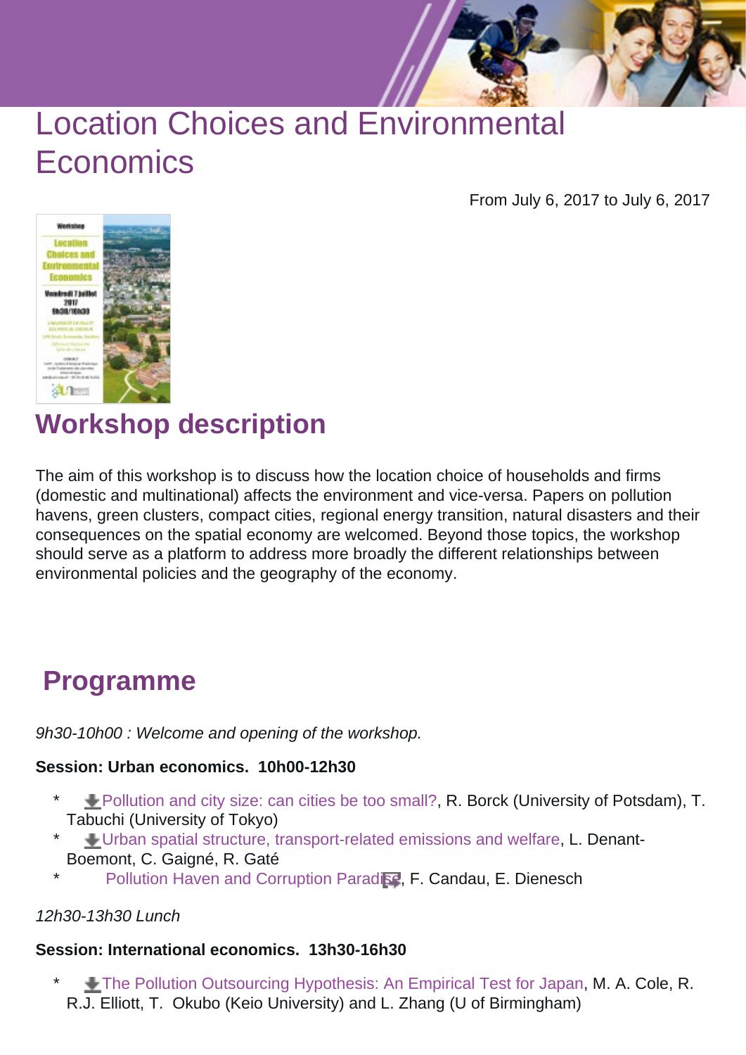# Location Choices and Environmental Economics

From July 6, 2017 to July 6, 2017

## Workshop description

The aim of this workshop is to discuss how the location choice of households and firms (domestic and multinational) affects the environment and vice-versa. Papers on pollution havens, green clusters, compact cities, regional energy transition, natural disasters and their consequences on the spatial economy are welcomed. Beyond those topics, the workshop should serve as a platform to address more broadly the different relationships between environmental policies and the geography of the economy.

## Programme

*9h30-10h00 : Welcome and opening of the workshop.*

**Session: Urban economics. 10h00-12h30**

* Pollution and city size: can cities be too small?, R. Borck (University of Potsdam), T. Tabuchi (University of Tokyo)
* Urban spatial structure, transport-related emissions and welfare, L. Denant-Boemont, C. Gaigné, R. Gaté
* Pollution Haven and Corruption Paradise, F. Candau, E. Dienesch

*12h30-13h30 Lunch*

**Session: International economics. 13h30-16h30**

* The Pollution Outsourcing Hypothesis: An Empirical Test for Japan, M. A. Cole, R. R.J. Elliott, T. Okubo (Keio University) and L. Zhang (U of Birmingham)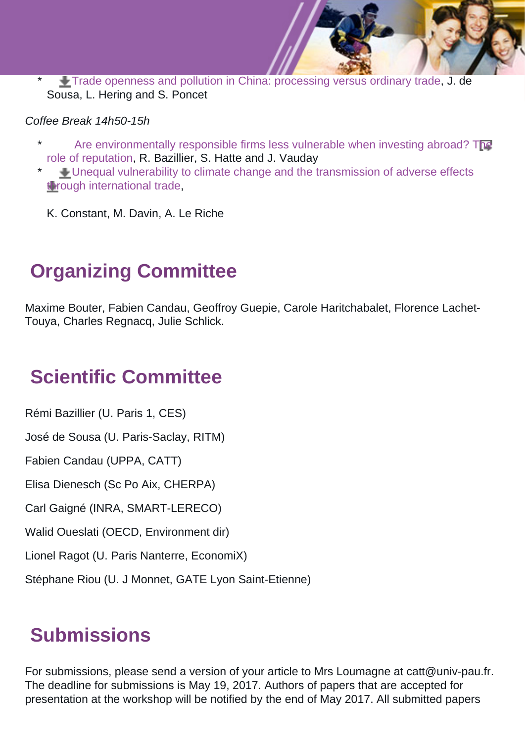* Trade openness and pollution in China: processing versus ordinary trade, J. de Sousa, L. Hering and S. Poncet

*Coffee Break 14h50-15h*

* Are environmentally responsible firms less vulnerable when investing abroad? The role of reputation, R. Bazillier, S. Hatte and J. Vauday
* Unequal vulnerability to climate change and the transmission of adverse effects through international trade,

  K. Constant, M. Davin, A. Le Riche

## Organizing Committee

Maxime Bouter, Fabien Candau, Geoffroy Guepie, Carole Haritchabalet, Florence Lachet-Touya, Charles Regnacq, Julie Schlick.

## Scientific Committee

Rémi Bazillier (U. Paris 1, CES)

José de Sousa (U. Paris-Saclay, RITM)

Fabien Candau (UPPA, CATT)

Elisa Dienesch (Sc Po Aix, CHERPA)

Carl Gaigné (INRA, SMART-LERECO)

Walid Oueslati (OECD, Environment dir)

Lionel Ragot (U. Paris Nanterre, EconomiX)

Stéphane Riou (U. J Monnet, GATE Lyon Saint-Etienne)

## Submissions

For submissions, please send a version of your article to Mrs Loumagne at catt@univ-pau.fr. The deadline for submissions is May 19, 2017. Authors of papers that are accepted for presentation at the workshop will be notified by the end of May 2017. All submitted papers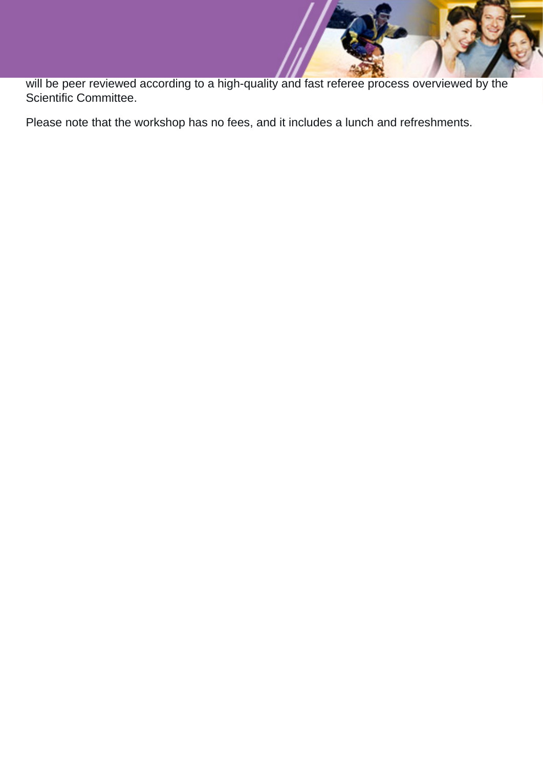will be peer reviewed according to a high-quality and fast referee process overviewed by the Scientific Committee.

Please note that the workshop has no fees, and it includes a lunch and refreshments.